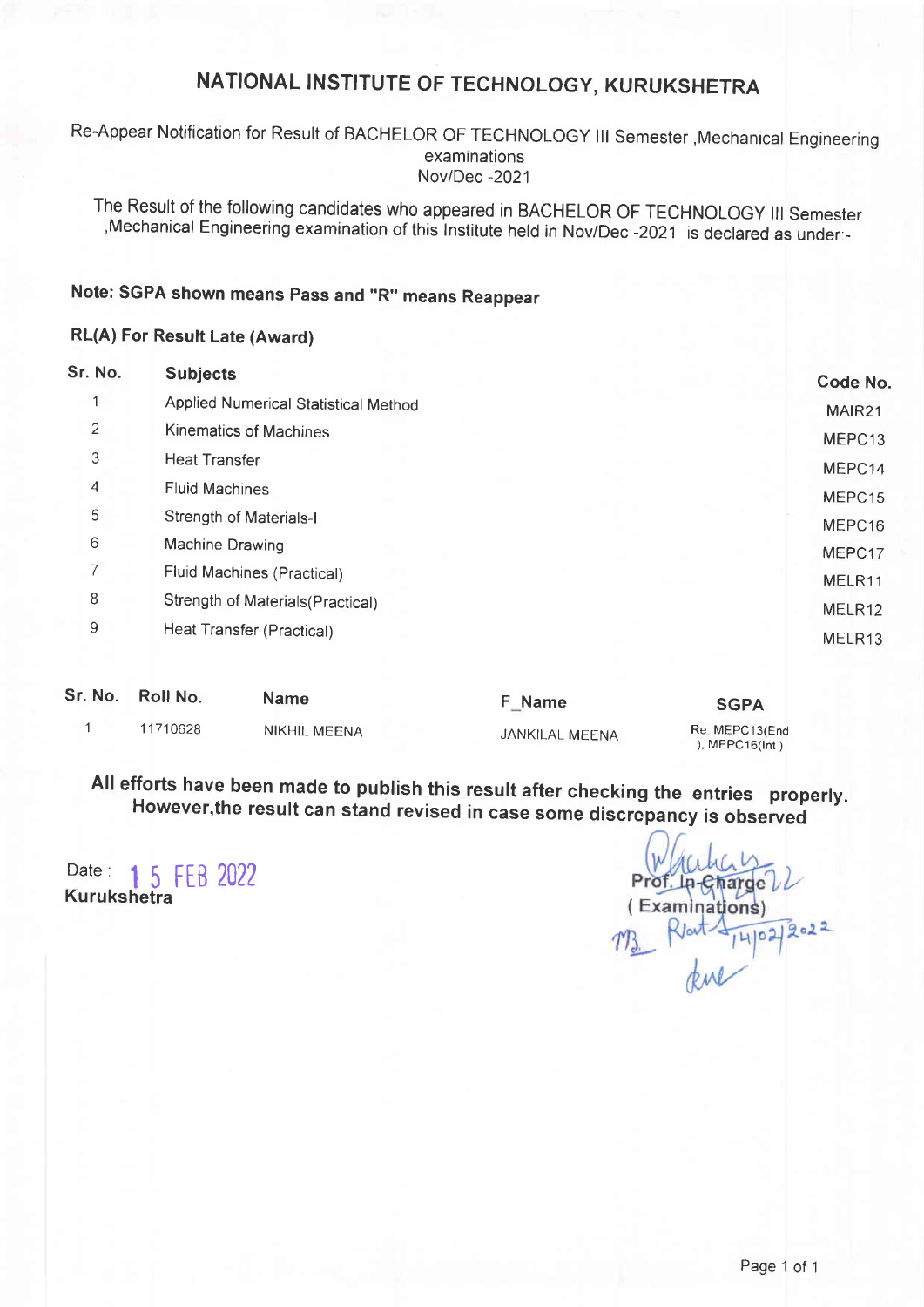# NATIONAL INSTITUTE OF TECHNOLOGY, KURUKSHETRA

Re-Appear Notification for Result of BACHELOR OF TECHNOLOGY III Semester ,Mechanical Engineering examinations
Nov/Dec -2021

The Result of the following candidates who appeared in BACHELOR OF TECHNOLOGY III Semester ,Mechanical Engineering examination of this Institute held in Nov/Dec -2021 is declared as under:-

**Note: SGPA shown means Pass and "R" means Reappear**

**RL(A) For Result Late (Award)**

| Sr. No. | Subjects | Code No. |
|---|---|---|
| 1 | Applied Numerical Statistical Method | MAIR21 |
| 2 | Kinematics of Machines | MEPC13 |
| 3 | Heat Transfer | MEPC14 |
| 4 | Fluid Machines | MEPC15 |
| 5 | Strength of Materials-I | MEPC16 |
| 6 | Machine Drawing | MEPC17 |
| 7 | Fluid Machines (Practical) | MELR11 |
| 8 | Strength of Materials(Practical) | MELR12 |
| 9 | Heat Transfer (Practical) | MELR13 |

| Sr. No. | Roll No. | Name | F_Name | SGPA |
|---|---|---|---|---|
| 1 | 11710628 | NIKHIL MEENA | JANKILAL MEENA | Re MEPC13(End ), MEPC16(Int ) |

**All efforts have been made to publish this result after checking the entries properly. However,the result can stand revised in case some discrepancy is observed**

Date : 15 FEB 2022
**Kurukshetra**

Prof. In-Charge
(Examinations)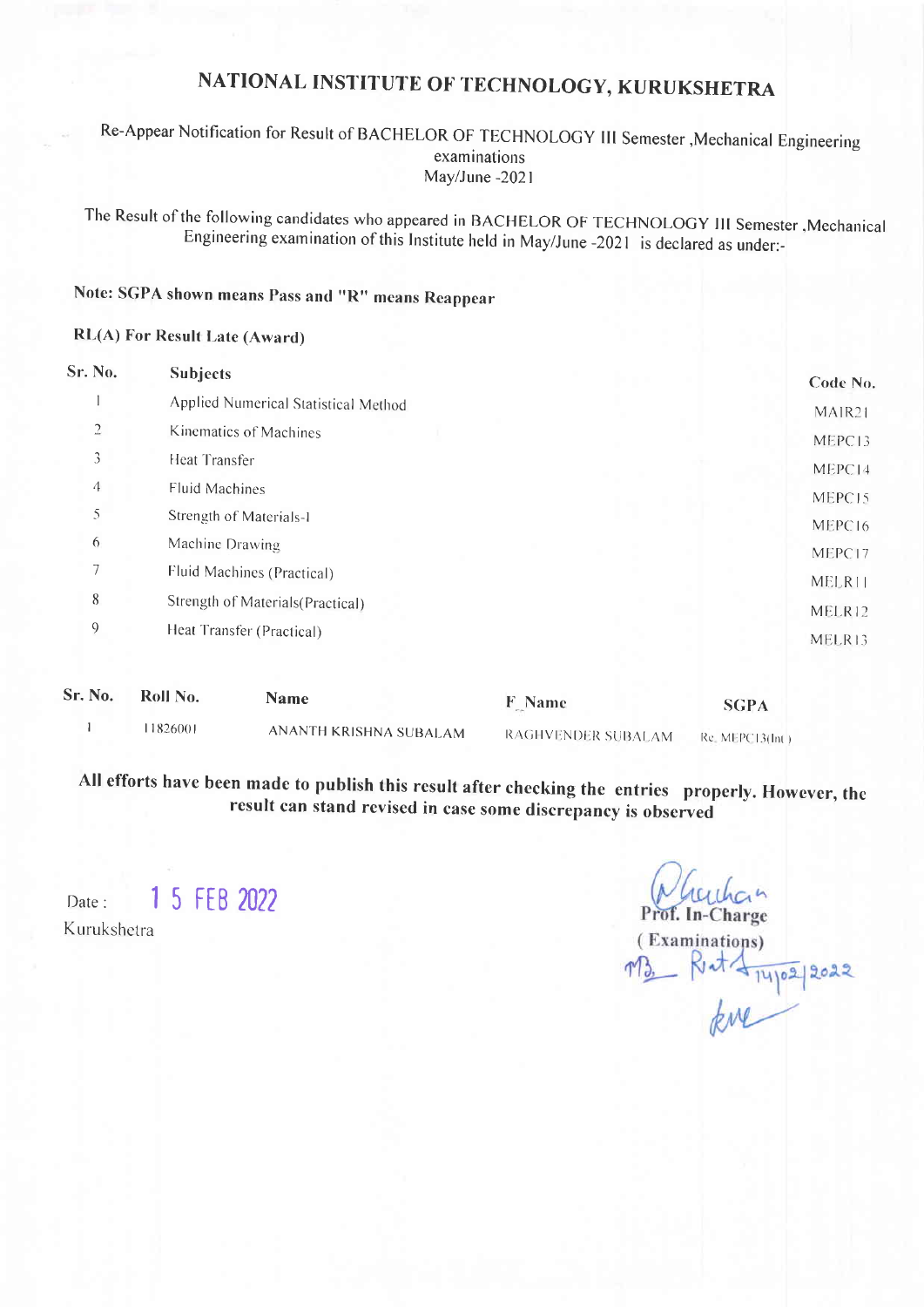# NATIONAL INSTITUTE OF TECHNOLOGY, KURUKSHETRA

Re-Appear Notification for Result of BACHELOR OF TECHNOLOGY III Semester ,Mechanical Engineering examinations May/June -2021

The Result of the following candidates who appeared in BACHELOR OF TECHNOLOGY III Semester ,Mechanical Engineering examination of this Institute held in May/June -2021 is declared as under:-

**Note: SGPA shown means Pass and "R" means Reappear**

**RL(A) For Result Late (Award)**

| Sr. No. | Subjects | Code No. |
|---|---|---|
| 1 | Applied Numerical Statistical Method | MAIR21 |
| 2 | Kinematics of Machines | MEPC13 |
| 3 | Heat Transfer | MEPC14 |
| 4 | Fluid Machines | MEPC15 |
| 5 | Strength of Materials-I | MEPC16 |
| 6 | Machine Drawing | MEPC17 |
| 7 | Fluid Machines (Practical) | MELR11 |
| 8 | Strength of Materials(Practical) | MELR12 |
| 9 | Heat Transfer (Practical) | MELR13 |

| Sr. No. | Roll No. | Name | F_Name | SGPA |
|---|---|---|---|---|
| 1 | 11826001 | ANANTH KRISHNA SUBALAM | RAGHVENDER SUBALAM | Re. MEPC13(Int.) |

**All efforts have been made to publish this result after checking the entries properly. However, the result can stand revised in case some discrepancy is observed**

Date : 15 FEB 2022

Kurukshetra

Prof. In-Charge

(Examinations)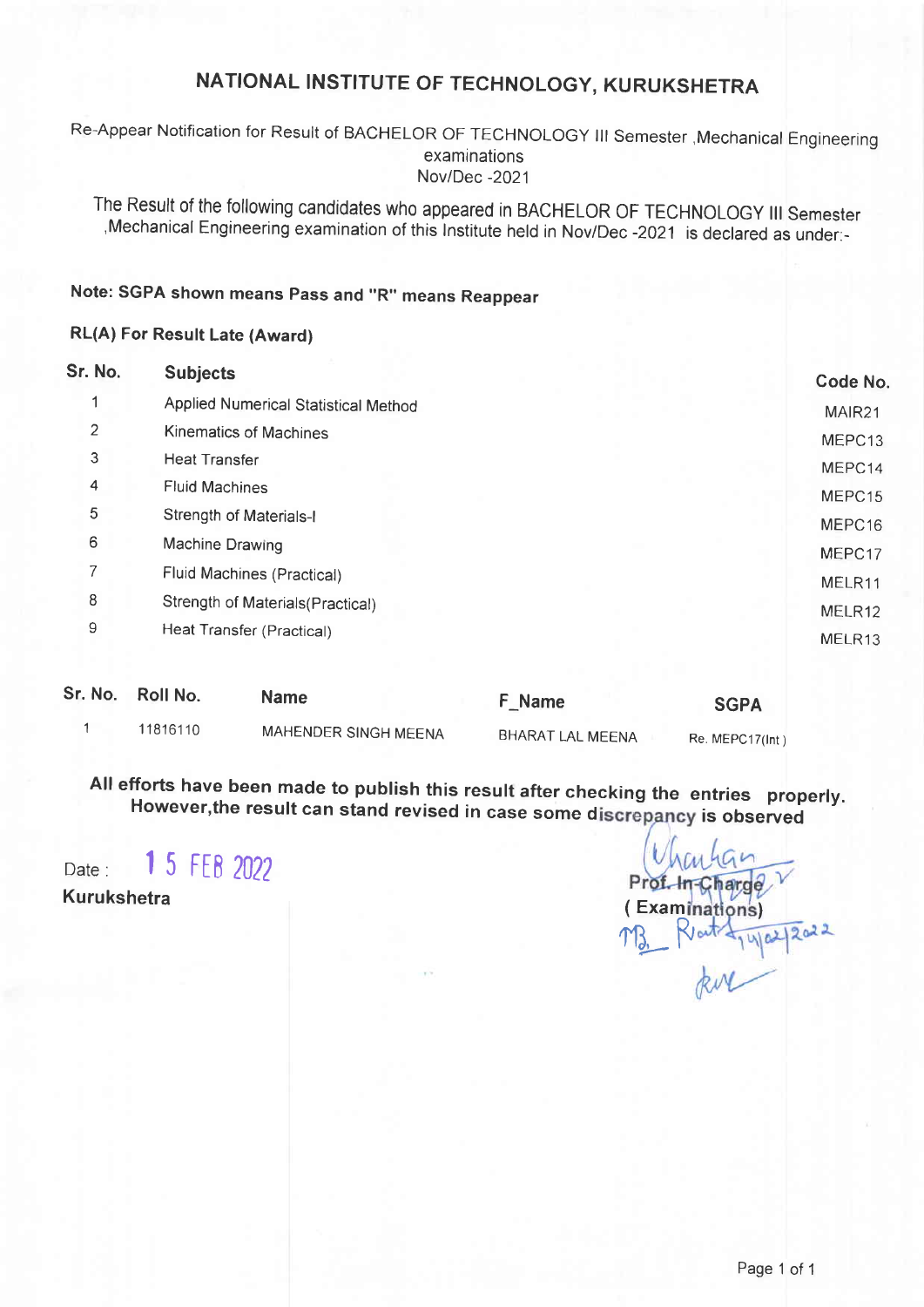# NATIONAL INSTITUTE OF TECHNOLOGY, KURUKSHETRA

Re-Appear Notification for Result of BACHELOR OF TECHNOLOGY III Semester ,Mechanical Engineering examinations
Nov/Dec -2021

The Result of the following candidates who appeared in BACHELOR OF TECHNOLOGY III Semester ,Mechanical Engineering examination of this Institute held in Nov/Dec -2021 is declared as under:-

**Note: SGPA shown means Pass and "R" means Reappear**

**RL(A) For Result Late (Award)**

| Sr. No. | Subjects | Code No. |
|---|---|---|
| 1 | Applied Numerical Statistical Method | MAIR21 |
| 2 | Kinematics of Machines | MEPC13 |
| 3 | Heat Transfer | MEPC14 |
| 4 | Fluid Machines | MEPC15 |
| 5 | Strength of Materials-I | MEPC16 |
| 6 | Machine Drawing | MEPC17 |
| 7 | Fluid Machines (Practical) | MELR11 |
| 8 | Strength of Materials(Practical) | MELR12 |
| 9 | Heat Transfer (Practical) | MELR13 |

| Sr. No. | Roll No. | Name | F_Name | SGPA |
|---|---|---|---|---|
| 1 | 11816110 | MAHENDER SINGH MEENA | BHARAT LAL MEENA | Re. MEPC17(Int ) |

**All efforts have been made to publish this result after checking the entries properly. However,the result can stand revised in case some discrepancy is observed**

Date : 15 FEB 2022

**Kurukshetra**

**Prof. In-Charge**
**( Examinations)**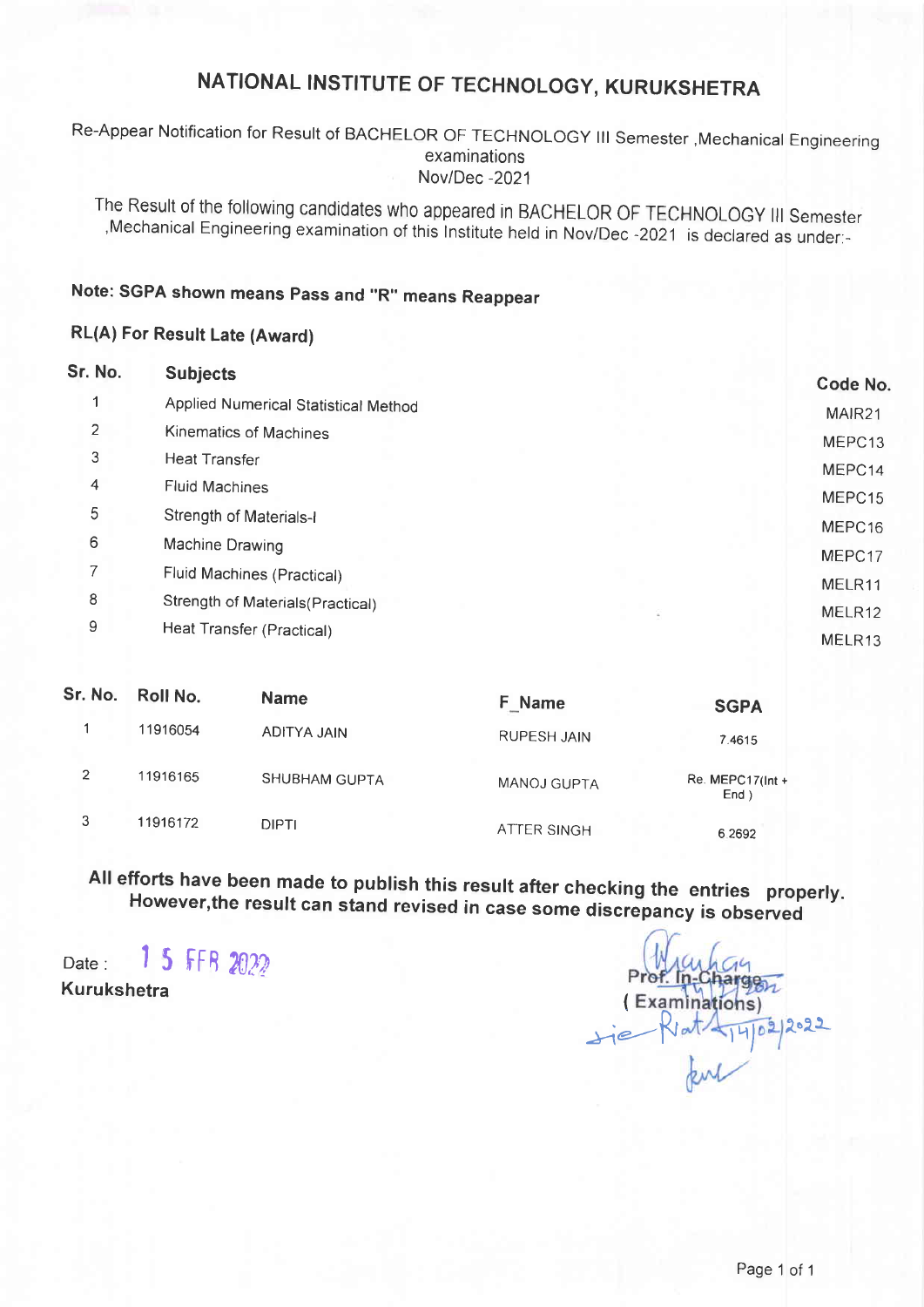# NATIONAL INSTITUTE OF TECHNOLOGY, KURUKSHETRA

Re-Appear Notification for Result of BACHELOR OF TECHNOLOGY III Semester ,Mechanical Engineering examinations
Nov/Dec -2021

The Result of the following candidates who appeared in BACHELOR OF TECHNOLOGY III Semester ,Mechanical Engineering examination of this Institute held in Nov/Dec -2021 is declared as under:-

**Note: SGPA shown means Pass and "R" means Reappear**

**RL(A) For Result Late (Award)**

| Sr. No. | Subjects | Code No. |
|---|---|---|
| 1 | Applied Numerical Statistical Method | MAIR21 |
| 2 | Kinematics of Machines | MEPC13 |
| 3 | Heat Transfer | MEPC14 |
| 4 | Fluid Machines | MEPC15 |
| 5 | Strength of Materials-I | MEPC16 |
| 6 | Machine Drawing | MEPC17 |
| 7 | Fluid Machines (Practical) | MELR11 |
| 8 | Strength of Materials(Practical) | MELR12 |
| 9 | Heat Transfer (Practical) | MELR13 |

| Sr. No. | Roll No. | Name | F_Name | SGPA |
|---|---|---|---|---|
| 1 | 11916054 | ADITYA JAIN | RUPESH JAIN | 7.4615 |
| 2 | 11916165 | SHUBHAM GUPTA | MANOJ GUPTA | Re. MEPC17(Int + End ) |
| 3 | 11916172 | DIPTI | ATTER SINGH | 6.2692 |

**All efforts have been made to publish this result after checking the entries properly. However,the result can stand revised in case some discrepancy is observed**

Date : 15 FEB 2022

**Kurukshetra**

Prof. In-Charge
( Examinations)